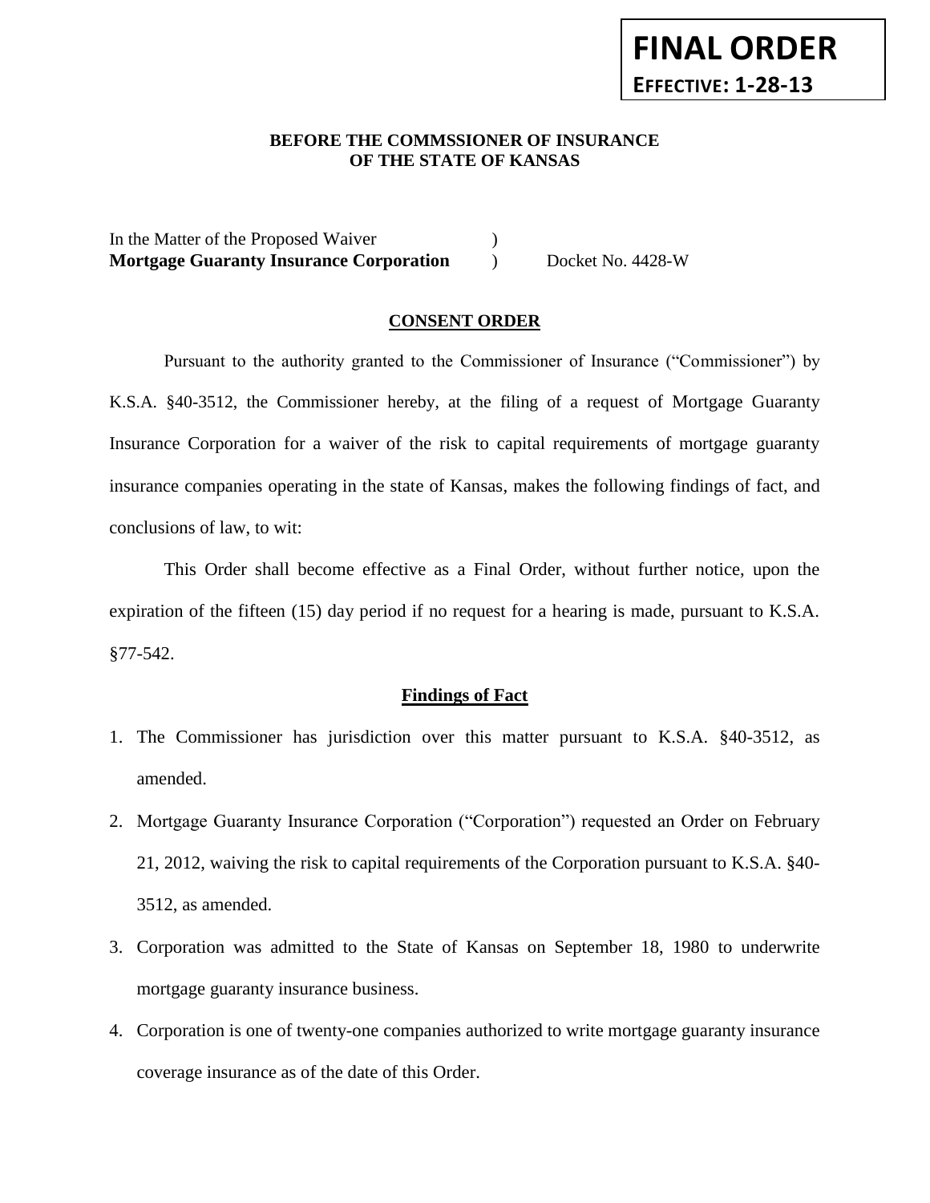**FINAL ORDER**

**EFFECTIVE: 1-28-13**

**BEFORE THE COMMSSIONER OF INSURANCE**
**OF THE STATE OF KANSAS**

In the Matter of the Proposed Waiver )
**Mortgage Guaranty Insurance Corporation** ) Docket No. 4428-W

## CONSENT ORDER

Pursuant to the authority granted to the Commissioner of Insurance ("Commissioner") by K.S.A. §40-3512, the Commissioner hereby, at the filing of a request of Mortgage Guaranty Insurance Corporation for a waiver of the risk to capital requirements of mortgage guaranty insurance companies operating in the state of Kansas, makes the following findings of fact, and conclusions of law, to wit:

This Order shall become effective as a Final Order, without further notice, upon the expiration of the fifteen (15) day period if no request for a hearing is made, pursuant to K.S.A. §77-542.

### Findings of Fact

1. The Commissioner has jurisdiction over this matter pursuant to K.S.A. §40-3512, as amended.
2. Mortgage Guaranty Insurance Corporation ("Corporation") requested an Order on February 21, 2012, waiving the risk to capital requirements of the Corporation pursuant to K.S.A. §40-3512, as amended.
3. Corporation was admitted to the State of Kansas on September 18, 1980 to underwrite mortgage guaranty insurance business.
4. Corporation is one of twenty-one companies authorized to write mortgage guaranty insurance coverage insurance as of the date of this Order.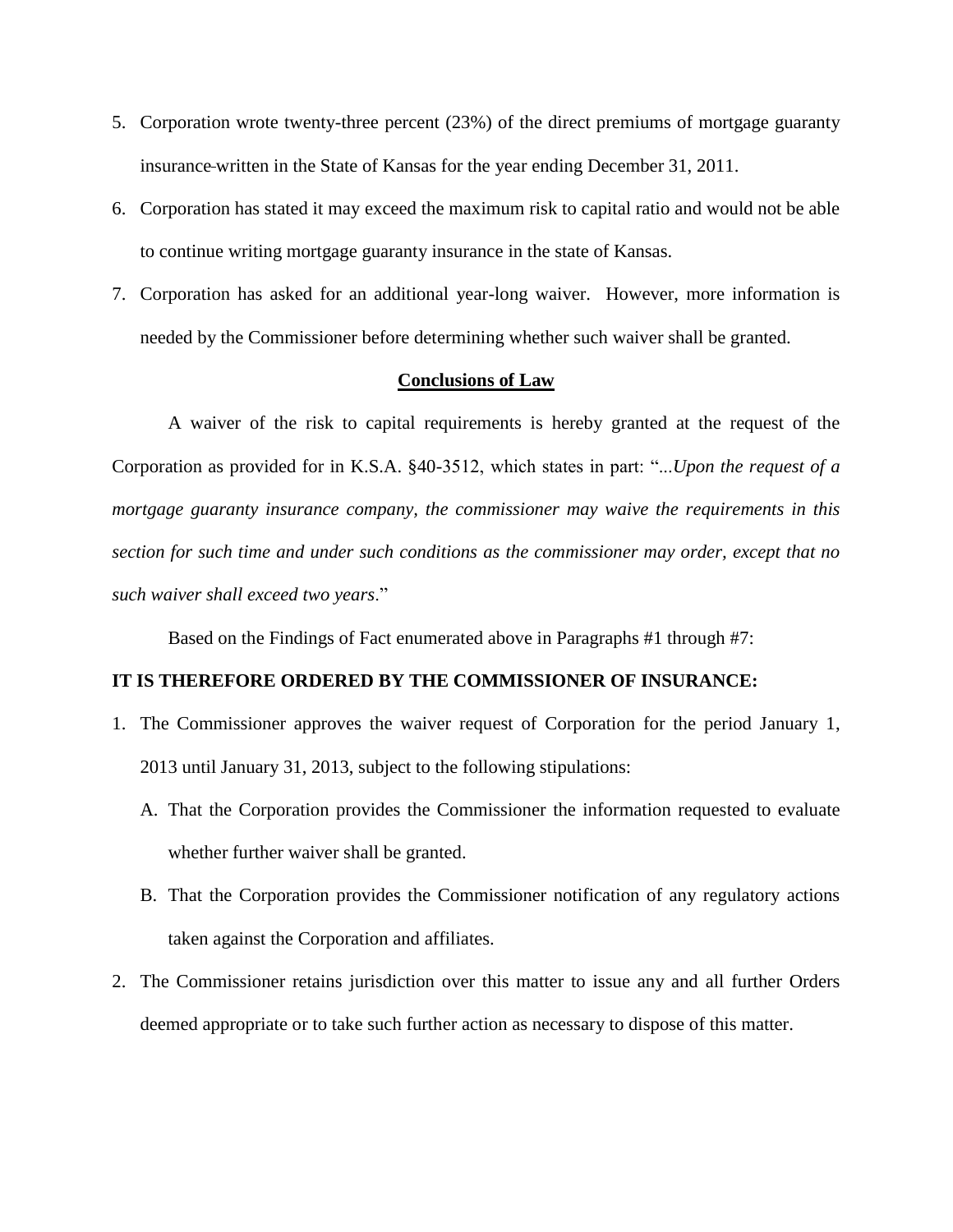5. Corporation wrote twenty-three percent (23%) of the direct premiums of mortgage guaranty insurance written in the State of Kansas for the year ending December 31, 2011.
6. Corporation has stated it may exceed the maximum risk to capital ratio and would not be able to continue writing mortgage guaranty insurance in the state of Kansas.
7. Corporation has asked for an additional year-long waiver. However, more information is needed by the Commissioner before determining whether such waiver shall be granted.

## Conclusions of Law

A waiver of the risk to capital requirements is hereby granted at the request of the Corporation as provided for in K.S.A. §40-3512, which states in part: "*...Upon the request of a mortgage guaranty insurance company, the commissioner may waive the requirements in this section for such time and under such conditions as the commissioner may order, except that no such waiver shall exceed two years*."

Based on the Findings of Fact enumerated above in Paragraphs #1 through #7:

**IT IS THEREFORE ORDERED BY THE COMMISSIONER OF INSURANCE:**

1. The Commissioner approves the waiver request of Corporation for the period January 1, 2013 until January 31, 2013, subject to the following stipulations:
   A. That the Corporation provides the Commissioner the information requested to evaluate whether further waiver shall be granted.
   B. That the Corporation provides the Commissioner notification of any regulatory actions taken against the Corporation and affiliates.
2. The Commissioner retains jurisdiction over this matter to issue any and all further Orders deemed appropriate or to take such further action as necessary to dispose of this matter.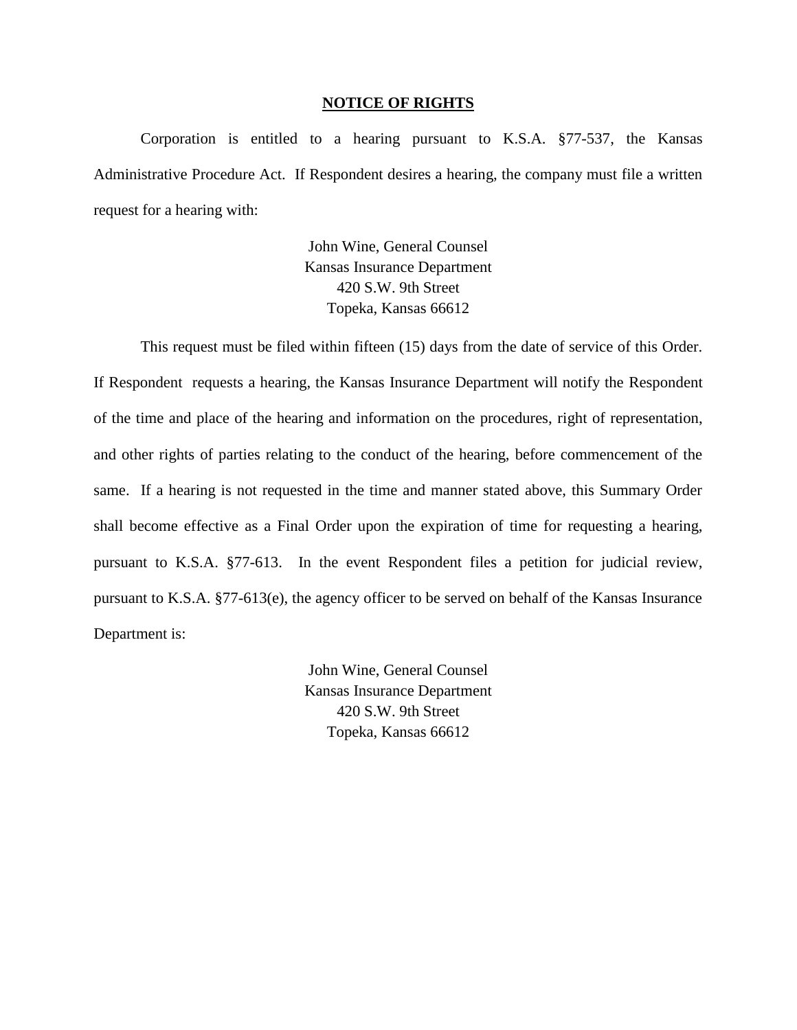**NOTICE OF RIGHTS**

Corporation is entitled to a hearing pursuant to K.S.A. §77-537, the Kansas Administrative Procedure Act. If Respondent desires a hearing, the company must file a written request for a hearing with:

John Wine, General Counsel  
Kansas Insurance Department  
420 S.W. 9th Street  
Topeka, Kansas 66612

This request must be filed within fifteen (15) days from the date of service of this Order. If Respondent requests a hearing, the Kansas Insurance Department will notify the Respondent of the time and place of the hearing and information on the procedures, right of representation, and other rights of parties relating to the conduct of the hearing, before commencement of the same. If a hearing is not requested in the time and manner stated above, this Summary Order shall become effective as a Final Order upon the expiration of time for requesting a hearing, pursuant to K.S.A. §77-613. In the event Respondent files a petition for judicial review, pursuant to K.S.A. §77-613(e), the agency officer to be served on behalf of the Kansas Insurance Department is:

John Wine, General Counsel  
Kansas Insurance Department  
420 S.W. 9th Street  
Topeka, Kansas 66612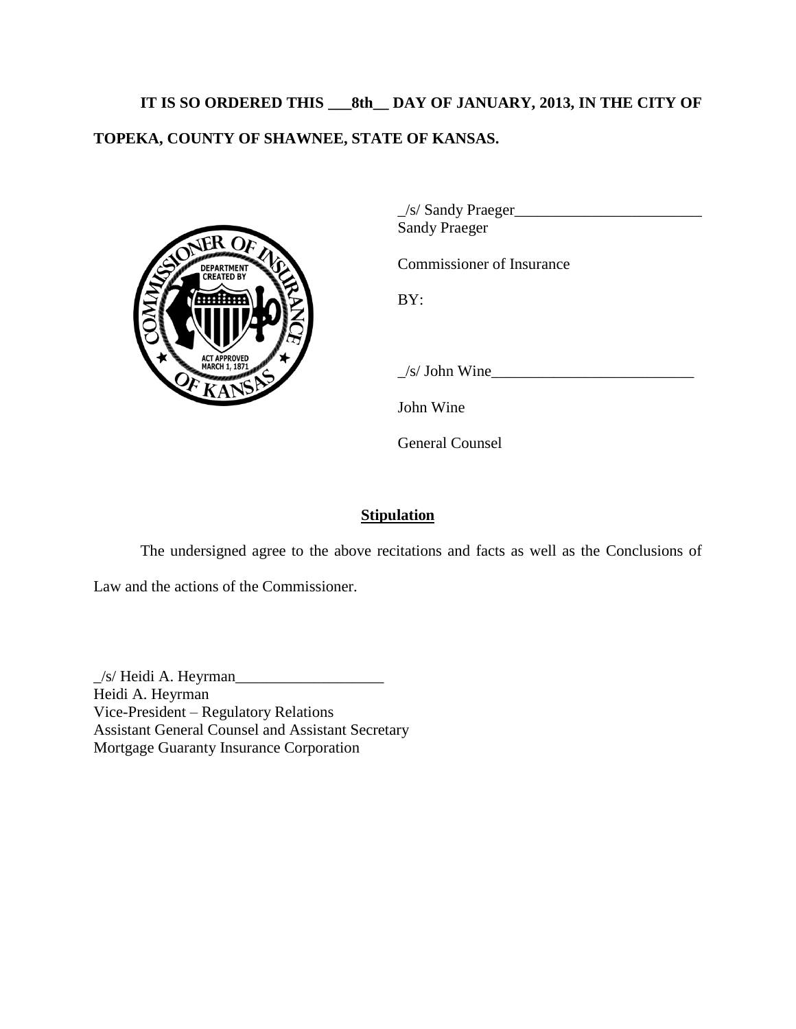**IT IS SO ORDERED THIS ___8th__ DAY OF JANUARY, 2013, IN THE CITY OF TOPEKA, COUNTY OF SHAWNEE, STATE OF KANSAS.**

_/s/ Sandy Praeger________________________
Sandy Praeger

Commissioner of Insurance

BY:

_/s/ John Wine__________________________

John Wine

General Counsel

**Stipulation**

The undersigned agree to the above recitations and facts as well as the Conclusions of Law and the actions of the Commissioner.

_/s/ Heidi A. Heyrman___________________
Heidi A. Heyrman
Vice-President – Regulatory Relations
Assistant General Counsel and Assistant Secretary
Mortgage Guaranty Insurance Corporation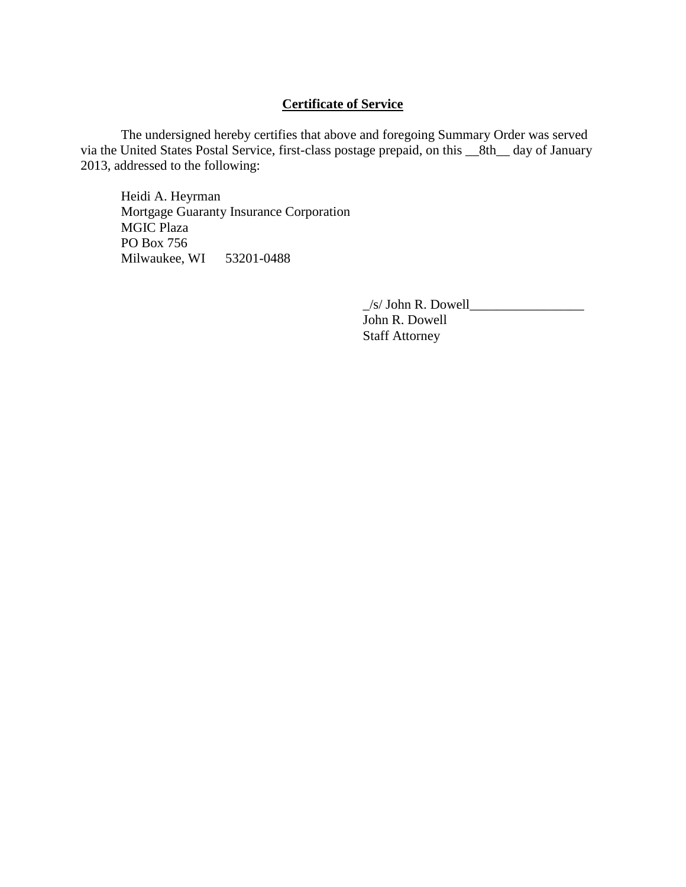**Certificate of Service**

The undersigned hereby certifies that above and foregoing Summary Order was served via the United States Postal Service, first-class postage prepaid, on this __8th__ day of January 2013, addressed to the following:

Heidi A. Heyrman
Mortgage Guaranty Insurance Corporation
MGIC Plaza
PO Box 756
Milwaukee, WI 53201-0488

_/s/ John R. Dowell_________________
John R. Dowell
Staff Attorney